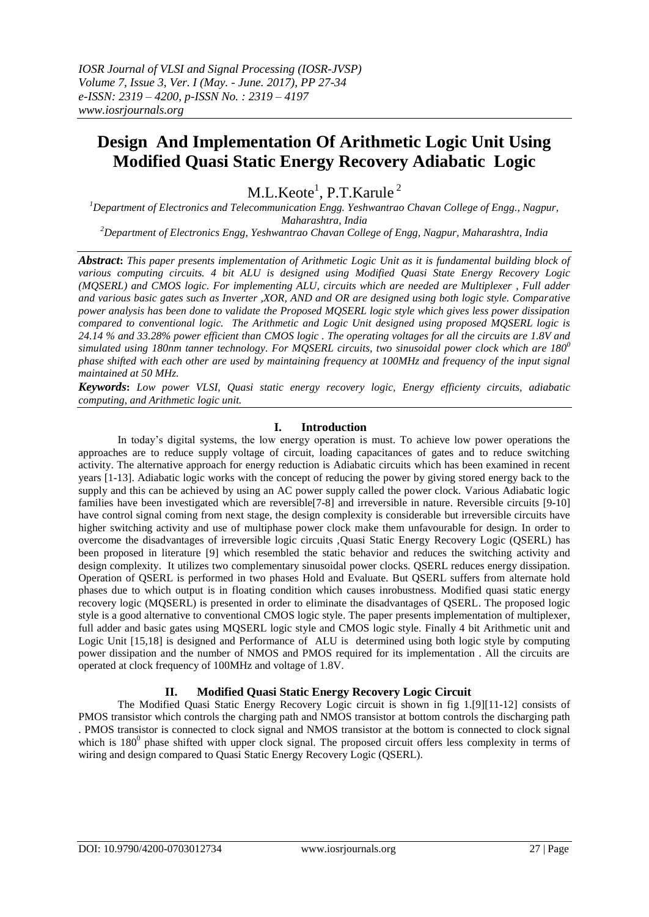# Design And Implementation Of Arithmetic Logic Unit Using Modified Quasi Static Energy Recovery Adiabatic Logic

M.L.Keote[1], P.T.Karule[2]

[1]Department of Electronics and Telecommunication Engg. Yeshwantrao Chavan College of Engg., Nagpur, Maharashtra, India

[2]Department of Electronics Engg, Yeshwantrao Chavan College of Engg, Nagpur, Maharashtra, India

***Abstract*:** *This paper presents implementation of Arithmetic Logic Unit as it is fundamental building block of various computing circuits. 4 bit ALU is designed using Modified Quasi State Energy Recovery Logic (MQSERL) and CMOS logic. For implementing ALU, circuits which are needed are Multiplexer , Full adder and various basic gates such as Inverter ,XOR, AND and OR are designed using both logic style. Comparative power analysis has been done to validate the Proposed MQSERL logic style which gives less power dissipation compared to conventional logic. The Arithmetic and Logic Unit designed using proposed MQSERL logic is 24.14 % and 33.28% power efficient than CMOS logic . The operating voltages for all the circuits are 1.8V and simulated using 180nm tanner technology. For MQSERL circuits, two sinusoidal power clock which are $180^0$ phase shifted with each other are used by maintaining frequency at 100MHz and frequency of the input signal maintained at 50 MHz.*

***Keywords*:** *Low power VLSI, Quasi static energy recovery logic, Energy efficienty circuits, adiabatic computing, and Arithmetic logic unit.*

## I. Introduction

In today's digital systems, the low energy operation is must. To achieve low power operations the approaches are to reduce supply voltage of circuit, loading capacitances of gates and to reduce switching activity. The alternative approach for energy reduction is Adiabatic circuits which has been examined in recent years [1-13]. Adiabatic logic works with the concept of reducing the power by giving stored energy back to the supply and this can be achieved by using an AC power supply called the power clock. Various Adiabatic logic families have been investigated which are reversible[7-8] and irreversible in nature. Reversible circuits [9-10] have control signal coming from next stage, the design complexity is considerable but irreversible circuits have higher switching activity and use of multiphase power clock make them unfavourable for design. In order to overcome the disadvantages of irreversible logic circuits ,Quasi Static Energy Recovery Logic (QSERL) has been proposed in literature [9] which resembled the static behavior and reduces the switching activity and design complexity. It utilizes two complementary sinusoidal power clocks. QSERL reduces energy dissipation. Operation of QSERL is performed in two phases Hold and Evaluate. But QSERL suffers from alternate hold phases due to which output is in floating condition which causes inrobustness. Modified quasi static energy recovery logic (MQSERL) is presented in order to eliminate the disadvantages of QSERL. The proposed logic style is a good alternative to conventional CMOS logic style. The paper presents implementation of multiplexer, full adder and basic gates using MQSERL logic style and CMOS logic style. Finally 4 bit Arithmetic unit and Logic Unit [15,18] is designed and Performance of ALU is determined using both logic style by computing power dissipation and the number of NMOS and PMOS required for its implementation . All the circuits are operated at clock frequency of 100MHz and voltage of 1.8V.

## II. Modified Quasi Static Energy Recovery Logic Circuit

The Modified Quasi Static Energy Recovery Logic circuit is shown in fig 1.[9][11-12] consists of PMOS transistor which controls the charging path and NMOS transistor at bottom controls the discharging path . PMOS transistor is connected to clock signal and NMOS transistor at the bottom is connected to clock signal which is $180^0$ phase shifted with upper clock signal. The proposed circuit offers less complexity in terms of wiring and design compared to Quasi Static Energy Recovery Logic (QSERL).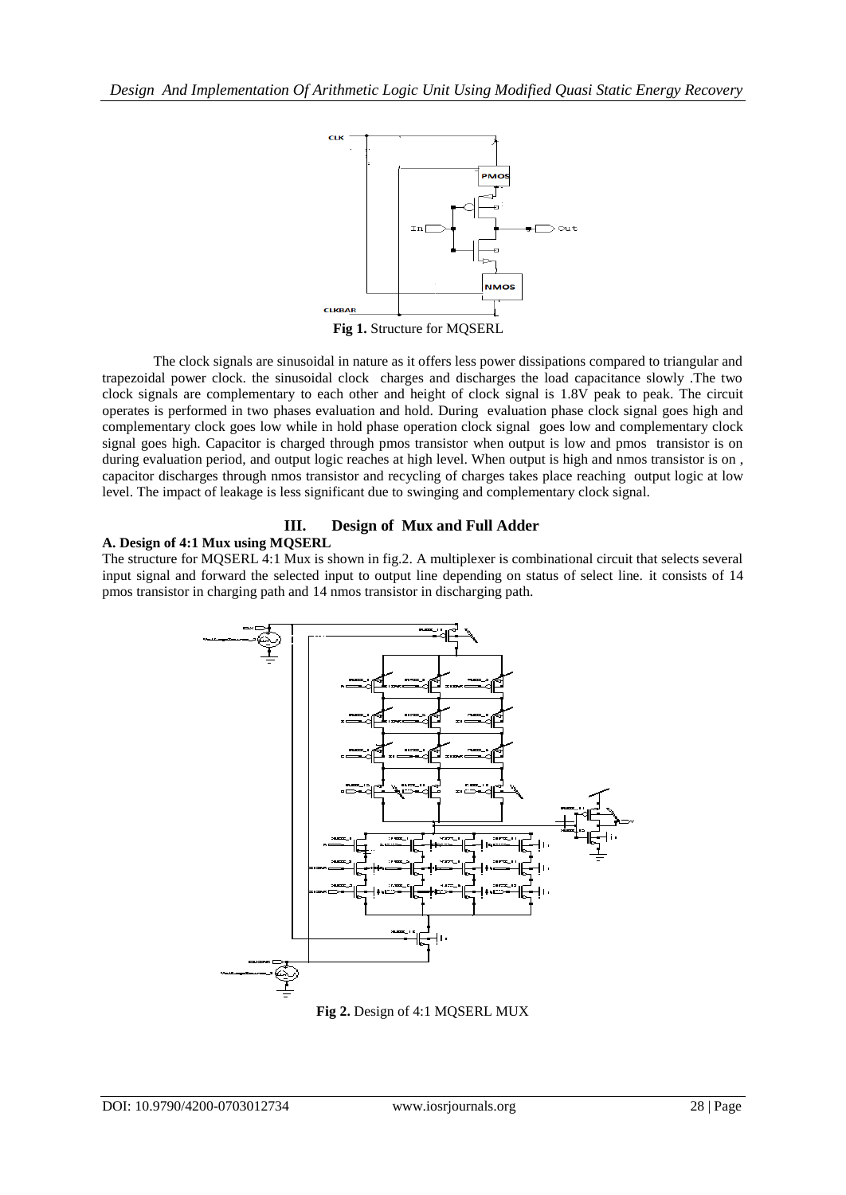CLK

PMOS

In

Out

NMOS

CLKBAR

**Fig 1.** Structure for MQSERL

The clock signals are sinusoidal in nature as it offers less power dissipations compared to triangular and trapezoidal power clock. the sinusoidal clock charges and discharges the load capacitance slowly .The two clock signals are complementary to each other and height of clock signal is 1.8V peak to peak. The circuit operates is performed in two phases evaluation and hold. During evaluation phase clock signal goes high and complementary clock goes low while in hold phase operation clock signal goes low and complementary clock signal goes high. Capacitor is charged through pmos transistor when output is low and pmos transistor is on during evaluation period, and output logic reaches at high level. When output is high and nmos transistor is on , capacitor discharges through nmos transistor and recycling of charges takes place reaching output logic at low level. The impact of leakage is less significant due to swinging and complementary clock signal.

## III. Design of Mux and Full Adder

### A. Design of 4:1 Mux using MQSERL

The structure for MQSERL 4:1 Mux is shown in fig.2. A multiplexer is combinational circuit that selects several input signal and forward the selected input to output line depending on status of select line. it consists of 14 pmos transistor in charging path and 14 nmos transistor in discharging path.

**Fig 2.** Design of 4:1 MQSERL MUX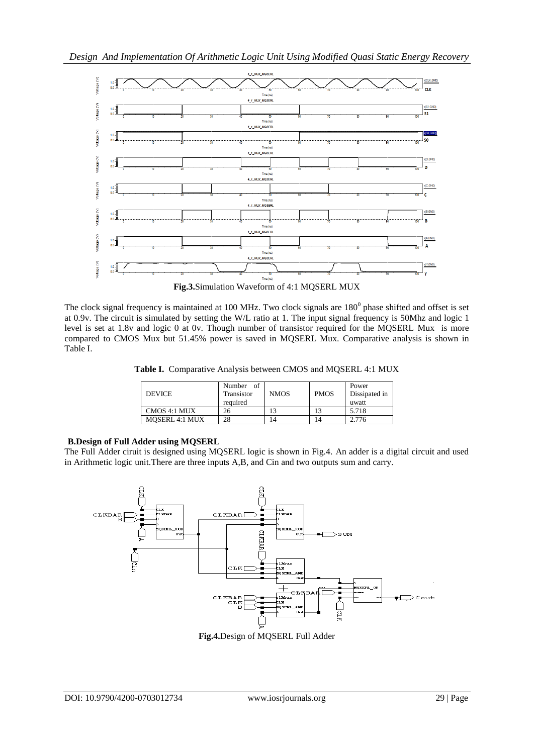Fig.3.Simulation Waveform of 4:1 MQSERL MUX

The clock signal frequency is maintained at 100 MHz. Two clock signals are $180^0$ phase shifted and offset is set at 0.9v. The circuit is simulated by setting the W/L ratio at 1. The input signal frequency is 50Mhz and logic 1 level is set at 1.8v and logic 0 at 0v. Though number of transistor required for the MQSERL Mux is more compared to CMOS Mux but 51.45% power is saved in MQSERL Mux. Comparative analysis is shown in Table I.

**Table I.** Comparative Analysis between CMOS and MQSERL 4:1 MUX

| DEVICE | Number of Transistor required | NMOS | PMOS | Power Dissipated in uwatt |
|---|---|---|---|---|
| CMOS 4:1 MUX | 26 | 13 | 13 | 5.718 |
| MQSERL 4:1 MUX | 28 | 14 | 14 | 2.776 |

**B.Design of Full Adder using MQSERL**

The Full Adder ciruit is designed using MQSERL logic is shown in Fig.4. An adder is a digital circuit and used in Arithmetic logic unit.There are three inputs A,B, and Cin and two outputs sum and carry.

**Fig.4.**Design of MQSERL Full Adder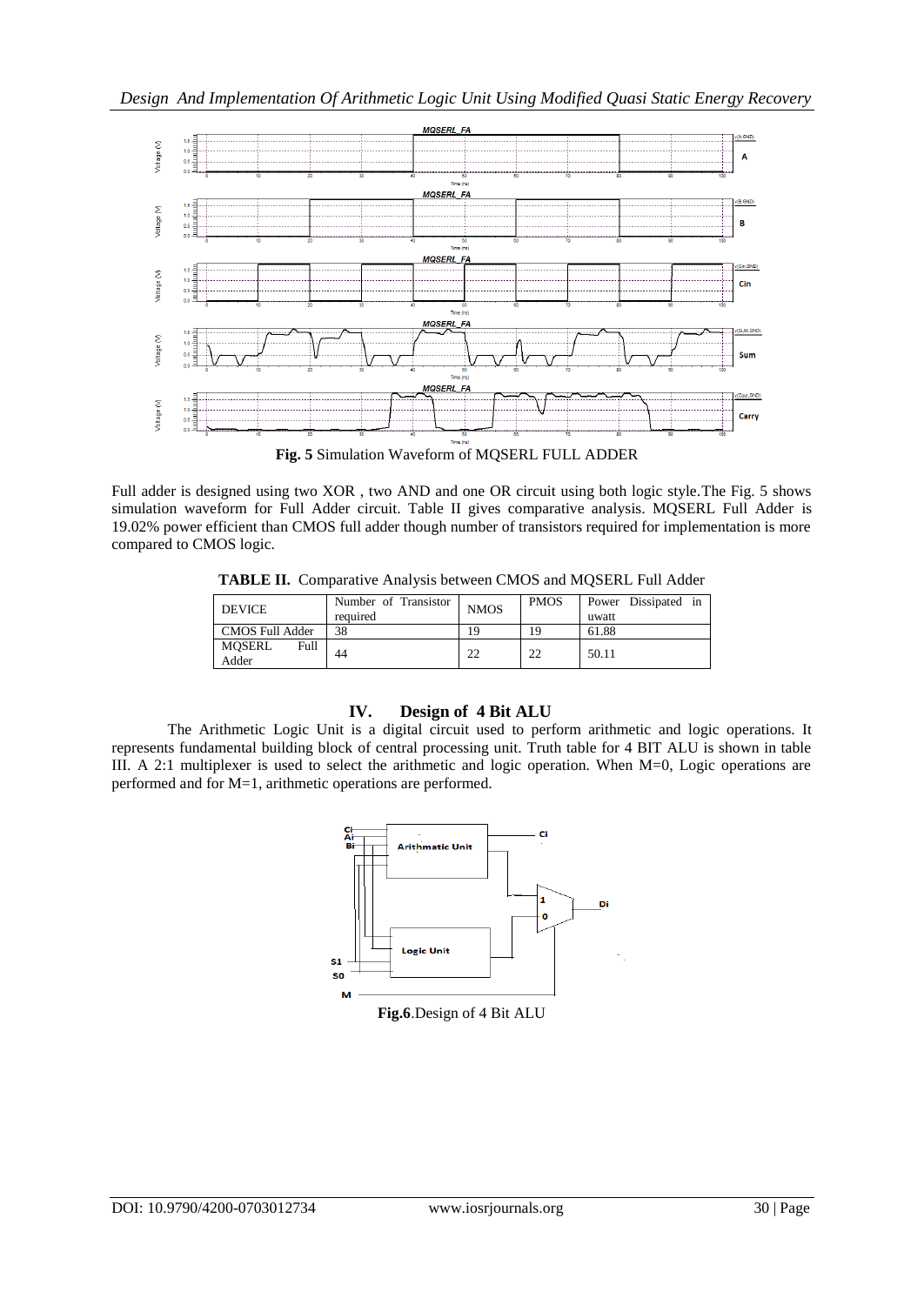MQSERL_FA

Voltage (V)

v(A,GND)

A

Time (ns)

MQSERL_FA

v(B,GND)

B

MQSERL_FA

v(Cin,GND)

Cin

MQSERL_FA

v(SUM,GND)

Sum

MQSERL_FA

v(Cout,GND)

Carry

**Fig. 5** Simulation Waveform of MQSERL FULL ADDER

Full adder is designed using two XOR , two AND and one OR circuit using both logic style.The Fig. 5 shows simulation waveform for Full Adder circuit. Table II gives comparative analysis. MQSERL Full Adder is 19.02% power efficient than CMOS full adder though number of transistors required for implementation is more compared to CMOS logic.

**TABLE II.** Comparative Analysis between CMOS and MQSERL Full Adder

| DEVICE | Number of Transistor required | NMOS | PMOS | Power Dissipated in uwatt |
|---|---|---|---|---|
| CMOS Full Adder | 38 | 19 | 19 | 61.88 |
| MQSERL Full Adder | 44 | 22 | 22 | 50.11 |

## IV. Design of 4 Bit ALU

The Arithmetic Logic Unit is a digital circuit used to perform arithmetic and logic operations. It represents fundamental building block of central processing unit. Truth table for 4 BIT ALU is shown in table III. A 2:1 multiplexer is used to select the arithmetic and logic operation. When M=0, Logic operations are performed and for M=1, arithmetic operations are performed.

Ci
Ai
Bi
Arithmatic Unit
Ci
1
0
Di
Logic Unit
S1
S0
M

**Fig.6**.Design of 4 Bit ALU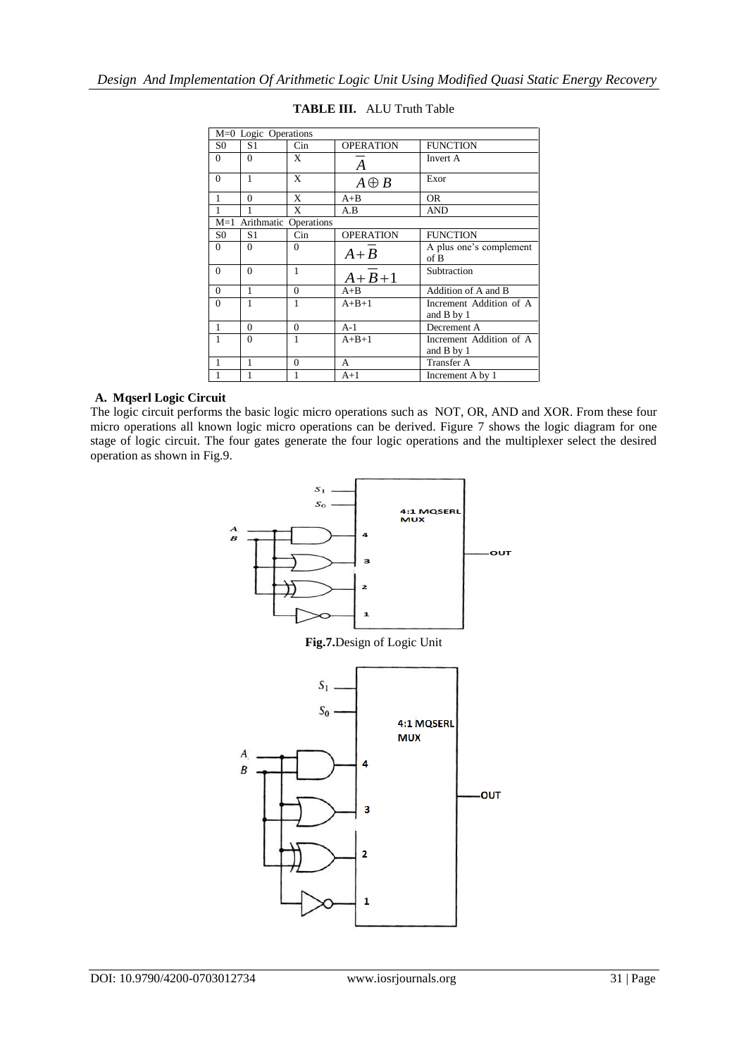**TABLE III.** ALU Truth Table

| | | | | |
|---|---|---|---|---|
| M=0 Logic Operations | | | | |
| S0 | S1 | Cin | OPERATION | FUNCTION |
| 0 | 0 | X | $\overline{A}$ | Invert A |
| 0 | 1 | X | $A \oplus B$ | Exor |
| 1 | 0 | X | A+B | OR |
| 1 | 1 | X | A.B | AND |
| M=1 Arithmatic Operations | | | | |
| S0 | S1 | Cin | OPERATION | FUNCTION |
| 0 | 0 | 0 | $A+\overline{B}$ | A plus one's complement of B |
| 0 | 0 | 1 | $A+\overline{B}+1$ | Subtraction |
| 0 | 1 | 0 | A+B | Addition of A and B |
| 0 | 1 | 1 | A+B+1 | Increment Addition of A and B by 1 |
| 1 | 0 | 0 | A-1 | Decrement A |
| 1 | 0 | 1 | A+B+1 | Increment Addition of A and B by 1 |
| 1 | 1 | 0 | A | Transfer A |
| 1 | 1 | 1 | A+1 | Increment A by 1 |

### A. Mqserl Logic Circuit

The logic circuit performs the basic logic micro operations such as NOT, OR, AND and XOR. From these four micro operations all known logic micro operations can be derived. Figure 7 shows the logic diagram for one stage of logic circuit. The four gates generate the four logic operations and the multiplexer select the desired operation as shown in Fig.9.

$S_1$
$S_0$
A
B
4:1 MQSERL MUX
4
3
2
1
OUT

**Fig.7.**Design of Logic Unit

$S_1$
$S_0$
A
B
4:1 MQSERL MUX
4
3
2
1
OUT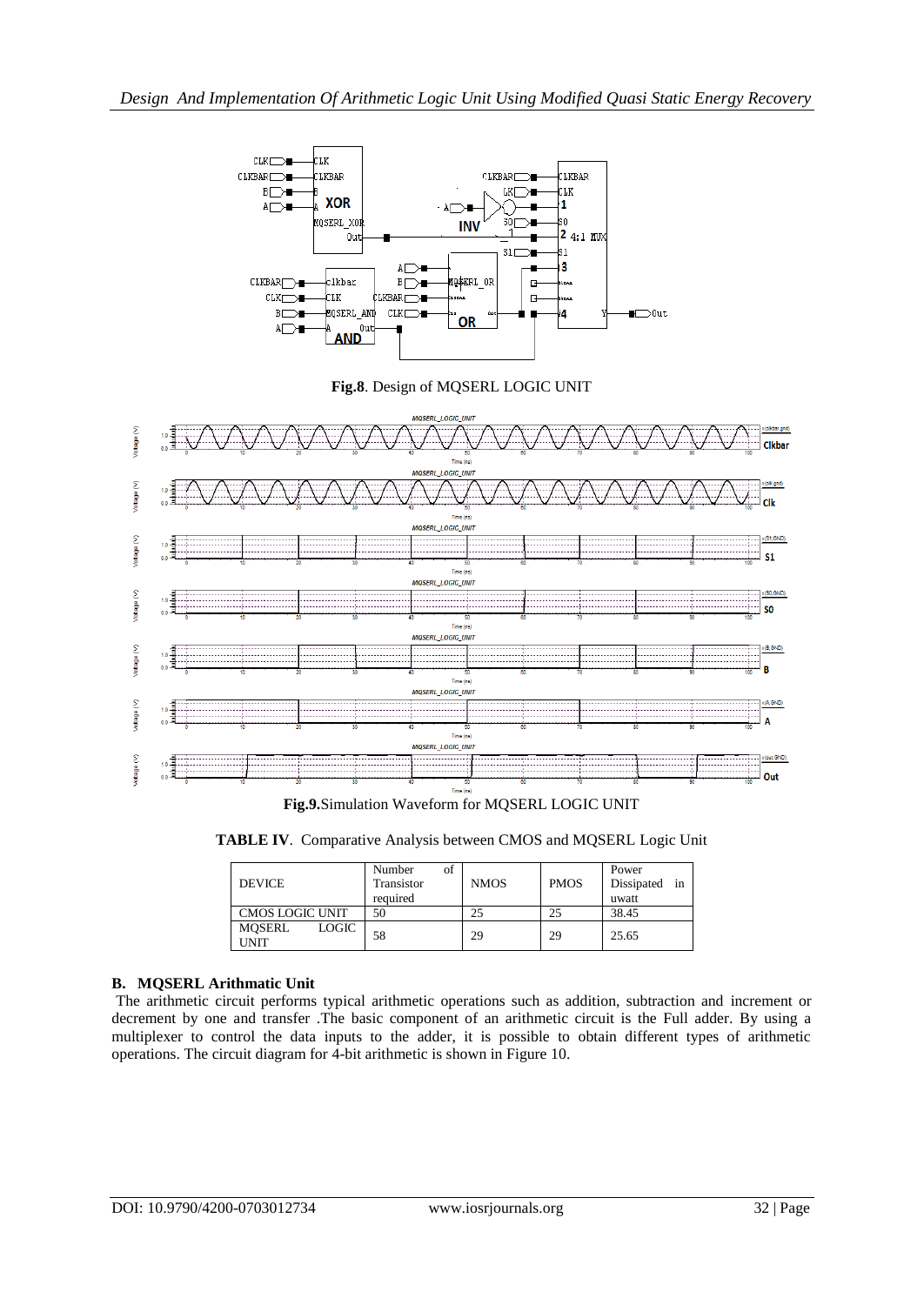**Fig.8**. Design of MQSERL LOGIC UNIT

**Fig.9.**Simulation Waveform for MQSERL LOGIC UNIT

**TABLE IV**. Comparative Analysis between CMOS and MQSERL Logic Unit

| DEVICE | Number of Transistor required | NMOS | PMOS | Power Dissipated in uwatt |
|---|---|---|---|---|
| CMOS LOGIC UNIT | 50 | 25 | 25 | 38.45 |
| MQSERL LOGIC UNIT | 58 | 29 | 29 | 25.65 |

### B. MQSERL Arithmatic Unit

The arithmetic circuit performs typical arithmetic operations such as addition, subtraction and increment or decrement by one and transfer .The basic component of an arithmetic circuit is the Full adder. By using a multiplexer to control the data inputs to the adder, it is possible to obtain different types of arithmetic operations. The circuit diagram for 4-bit arithmetic is shown in Figure 10.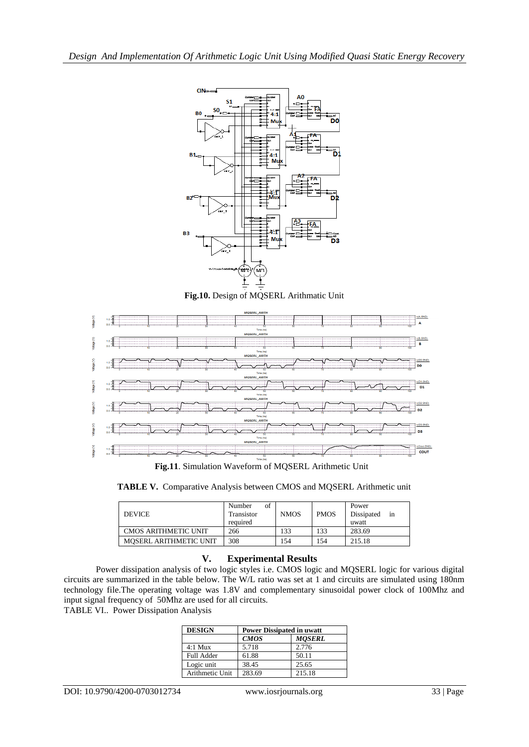**Fig.10.** Design of MQSERL Arithmatic Unit

**Fig.11**. Simulation Waveform of MQSERL Arithmetic Unit

**TABLE V.** Comparative Analysis between CMOS and MQSERL Arithmetic unit

| DEVICE | Number of Transistor required | NMOS | PMOS | Power Dissipated in uwatt |
|---|---|---|---|---|
| CMOS ARITHMETIC UNIT | 266 | 133 | 133 | 283.69 |
| MQSERL ARITHMETIC UNIT | 308 | 154 | 154 | 215.18 |

## V. Experimental Results

Power dissipation analysis of two logic styles i.e. CMOS logic and MQSERL logic for various digital circuits are summarized in the table below. The W/L ratio was set at 1 and circuits are simulated using 180nm technology file.The operating voltage was 1.8V and complementary sinusoidal power clock of 100Mhz and input signal frequency of 50Mhz are used for all circuits.

TABLE VI.. Power Dissipation Analysis

| DESIGN | Power Dissipated in uwatt | |
|---|---|---|
| | *CMOS* | *MQSERL* |
| 4:1 Mux | 5.718 | 2.776 |
| Full Adder | 61.88 | 50.11 |
| Logic unit | 38.45 | 25.65 |
| Arithmetic Unit | 283.69 | 215.18 |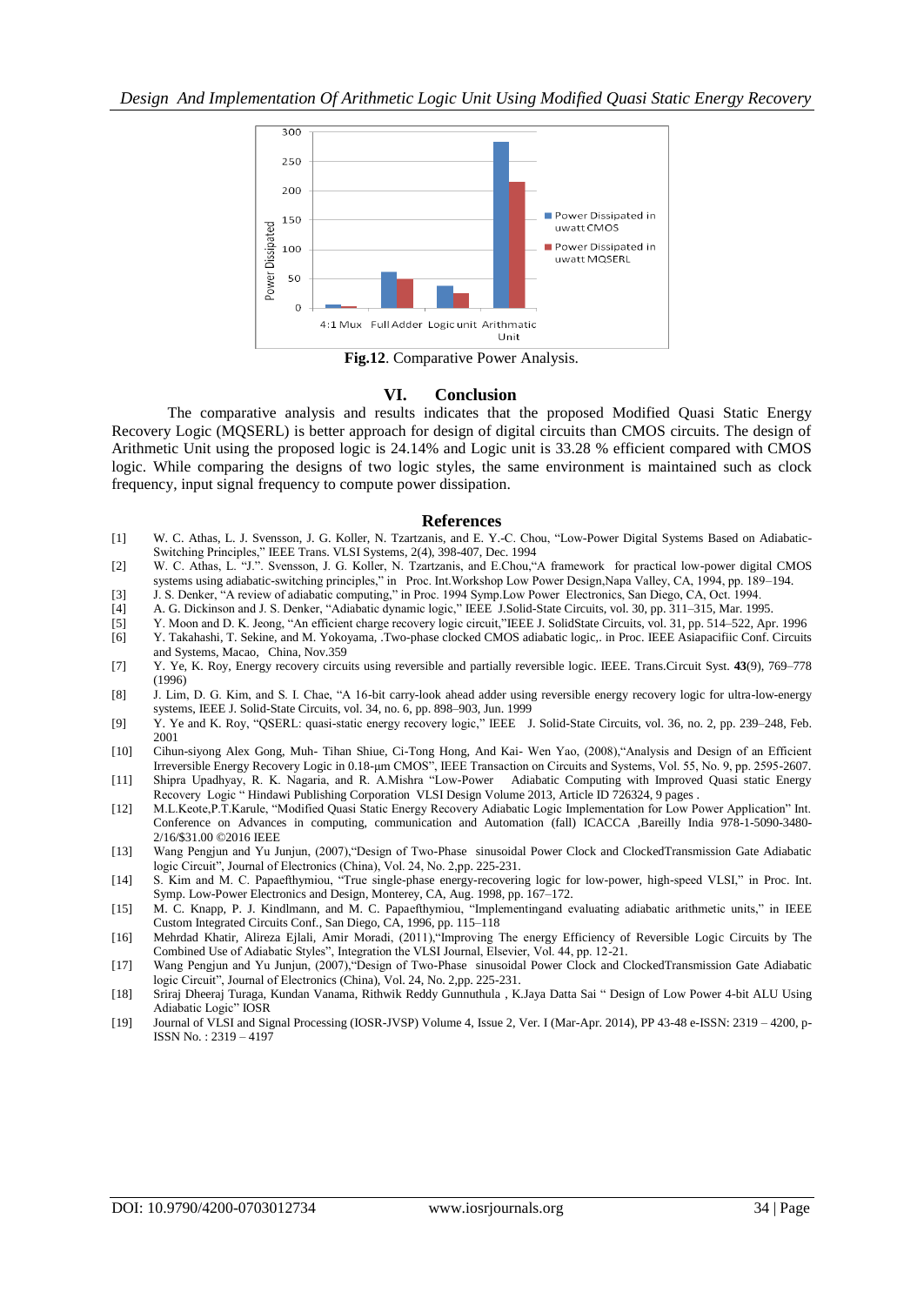300
250
200
150
100
50
0

Power Dissipated

4:1 Mux   Full Adder   Logic unit   Arithmatic Unit

Power Dissipated in uwatt CMOS

Power Dissipated in uwatt MQSERL

**Fig.12**. Comparative Power Analysis.

## VI. Conclusion

The comparative analysis and results indicates that the proposed Modified Quasi Static Energy Recovery Logic (MQSERL) is better approach for design of digital circuits than CMOS circuits. The design of Arithmetic Unit using the proposed logic is 24.14% and Logic unit is 33.28 % efficient compared with CMOS logic. While comparing the designs of two logic styles, the same environment is maintained such as clock frequency, input signal frequency to compute power dissipation.

## References

- [1] W. C. Athas, L. J. Svensson, J. G. Koller, N. Tzartzanis, and E. Y.-C. Chou, "Low-Power Digital Systems Based on Adiabatic-Switching Principles," IEEE Trans. VLSI Systems, 2(4), 398-407, Dec. 1994
- [2] W. C. Athas, L. "J.". Svensson, J. G. Koller, N. Tzartzanis, and E.Chou,"A framework for practical low-power digital CMOS systems using adiabatic-switching principles," in Proc. Int.Workshop Low Power Design,Napa Valley, CA, 1994, pp. 189–194.
- [3] J. S. Denker, "A review of adiabatic computing," in Proc. 1994 Symp.Low Power Electronics, San Diego, CA, Oct. 1994.
- [4] A. G. Dickinson and J. S. Denker, "Adiabatic dynamic logic," IEEE J.Solid-State Circuits, vol. 30, pp. 311–315, Mar. 1995.
- [5] Y. Moon and D. K. Jeong, "An efficient charge recovery logic circuit,"IEEE J. SolidState Circuits, vol. 31, pp. 514–522, Apr. 1996
- [6] Y. Takahashi, T. Sekine, and M. Yokoyama, .Two-phase clocked CMOS adiabatic logic,. in Proc. IEEE Asiapacifiic Conf. Circuits and Systems, Macao, China, Nov.359
- [7] Y. Ye, K. Roy, Energy recovery circuits using reversible and partially reversible logic. IEEE. Trans.Circuit Syst. **43**(9), 769–778 (1996)
- [8] J. Lim, D. G. Kim, and S. I. Chae, "A 16-bit carry-look ahead adder using reversible energy recovery logic for ultra-low-energy systems, IEEE J. Solid-State Circuits, vol. 34, no. 6, pp. 898–903, Jun. 1999
- [9] Y. Ye and K. Roy, "QSERL: quasi-static energy recovery logic," IEEE J. Solid-State Circuits, vol. 36, no. 2, pp. 239–248, Feb. 2001
- [10] Cihun-siyong Alex Gong, Muh- Tihan Shiue, Ci-Tong Hong, And Kai- Wen Yao, (2008),"Analysis and Design of an Efficient Irreversible Energy Recovery Logic in 0.18-μm CMOS", IEEE Transaction on Circuits and Systems, Vol. 55, No. 9, pp. 2595-2607.
- [11] Shipra Upadhyay, R. K. Nagaria, and R. A.Mishra "Low-Power Adiabatic Computing with Improved Quasi static Energy Recovery Logic " Hindawi Publishing Corporation VLSI Design Volume 2013, Article ID 726324, 9 pages .
- [12] M.L.Keote,P.T.Karule, "Modified Quasi Static Energy Recovery Adiabatic Logic Implementation for Low Power Application" Int. Conference on Advances in computing, communication and Automation (fall) ICACCA ,Bareilly India 978-1-5090-3480-2/16/$31.00 ©2016 IEEE
- [13] Wang Pengjun and Yu Junjun, (2007),"Design of Two-Phase sinusoidal Power Clock and ClockedTransmission Gate Adiabatic logic Circuit", Journal of Electronics (China), Vol. 24, No. 2,pp. 225-231.
- [14] S. Kim and M. C. Papaefthymiou, "True single-phase energy-recovering logic for low-power, high-speed VLSI," in Proc. Int. Symp. Low-Power Electronics and Design, Monterey, CA, Aug. 1998, pp. 167–172.
- [15] M. C. Knapp, P. J. Kindlmann, and M. C. Papaefthymiou, "Implementingand evaluating adiabatic arithmetic units," in IEEE Custom Integrated Circuits Conf., San Diego, CA, 1996, pp. 115–118
- [16] Mehrdad Khatir, Alireza Ejlali, Amir Moradi, (2011),"Improving The energy Efficiency of Reversible Logic Circuits by The Combined Use of Adiabatic Styles", Integration the VLSI Journal, Elsevier, Vol. 44, pp. 12-21.
- [17] Wang Pengjun and Yu Junjun, (2007),"Design of Two-Phase sinusoidal Power Clock and ClockedTransmission Gate Adiabatic logic Circuit", Journal of Electronics (China), Vol. 24, No. 2,pp. 225-231.
- [18] Sriraj Dheeraj Turaga, Kundan Vanama, Rithwik Reddy Gunnuthula , K.Jaya Datta Sai " Design of Low Power 4-bit ALU Using Adiabatic Logic" IOSR
- [19] Journal of VLSI and Signal Processing (IOSR-JVSP) Volume 4, Issue 2, Ver. I (Mar-Apr. 2014), PP 43-48 e-ISSN: 2319 – 4200, p-ISSN No. : 2319 – 4197